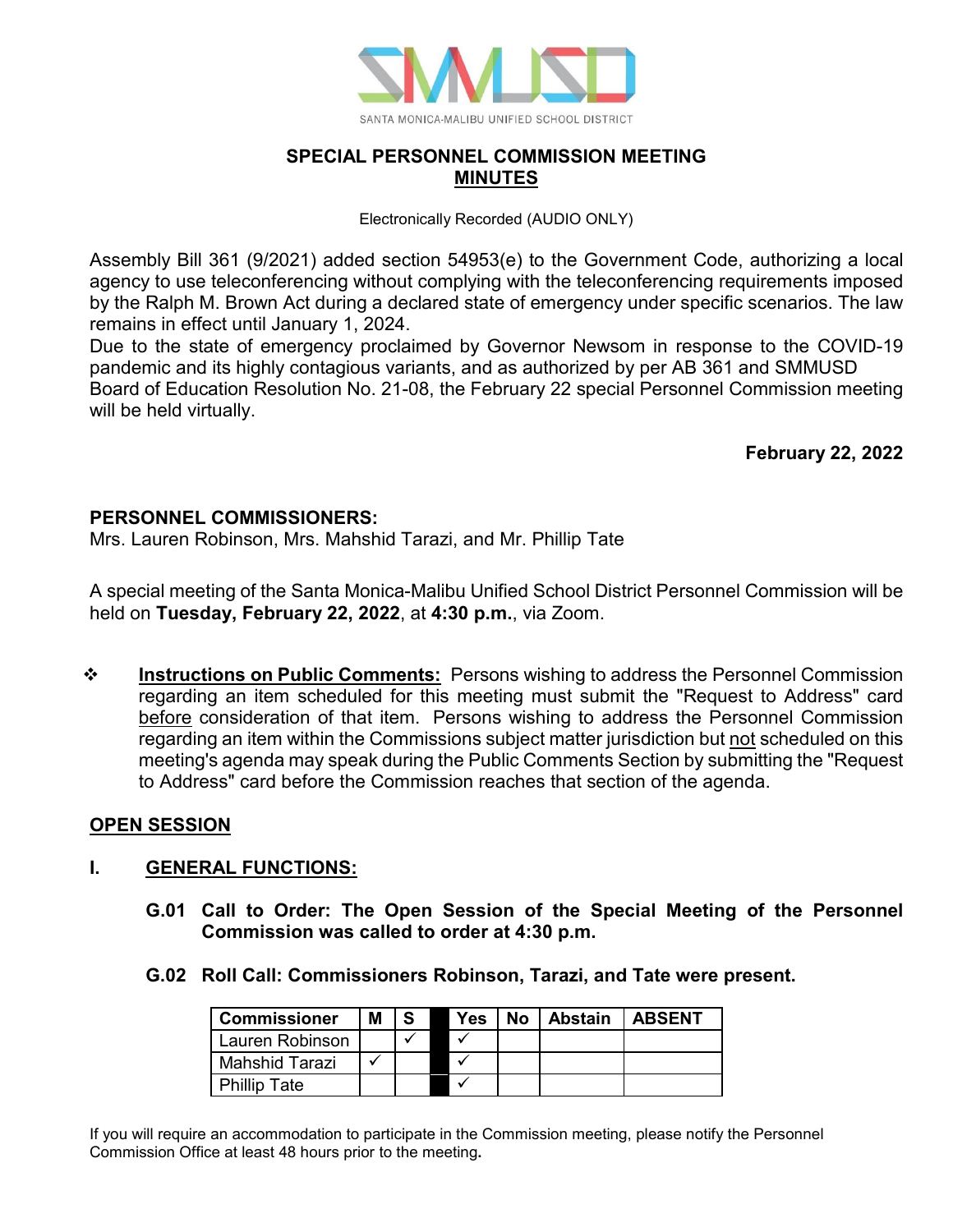SANTA MONICA-MALIBU UNIFIED SCHOOL DISTRICT

## SPECIAL PERSONNEL COMMISSION MEETING
## MINUTES

Electronically Recorded (AUDIO ONLY)

Assembly Bill 361 (9/2021) added section 54953(e) to the Government Code, authorizing a local agency to use teleconferencing without complying with the teleconferencing requirements imposed by the Ralph M. Brown Act during a declared state of emergency under specific scenarios. The law remains in effect until January 1, 2024.
Due to the state of emergency proclaimed by Governor Newsom in response to the COVID-19 pandemic and its highly contagious variants, and as authorized by per AB 361 and SMMUSD Board of Education Resolution No. 21-08, the February 22 special Personnel Commission meeting will be held virtually.

**February 22, 2022**

**PERSONNEL COMMISSIONERS:**
Mrs. Lauren Robinson, Mrs. Mahshid Tarazi, and Mr. Phillip Tate

A special meeting of the Santa Monica-Malibu Unified School District Personnel Commission will be held on **Tuesday, February 22, 2022**, at **4:30 p.m.**, via Zoom.

❖ **Instructions on Public Comments:** Persons wishing to address the Personnel Commission regarding an item scheduled for this meeting must submit the "Request to Address" card before consideration of that item. Persons wishing to address the Personnel Commission regarding an item within the Commissions subject matter jurisdiction but not scheduled on this meeting's agenda may speak during the Public Comments Section by submitting the "Request to Address" card before the Commission reaches that section of the agenda.

**OPEN SESSION**

**I. GENERAL FUNCTIONS:**

**G.01 Call to Order: The Open Session of the Special Meeting of the Personnel Commission was called to order at 4:30 p.m.**

**G.02 Roll Call: Commissioners Robinson, Tarazi, and Tate were present.**

| Commissioner | M | S | | Yes | No | Abstain | ABSENT |
|---|---|---|---|---|---|---|---|
| Lauren Robinson | | ✓ | | ✓ | | | |
| Mahshid Tarazi | ✓ | | | ✓ | | | |
| Phillip Tate | | | | ✓ | | | |

If you will require an accommodation to participate in the Commission meeting, please notify the Personnel Commission Office at least 48 hours prior to the meeting.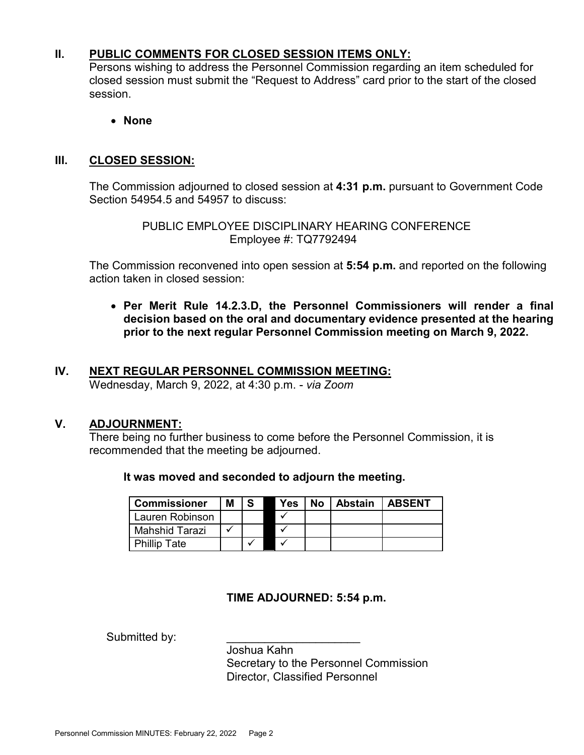## II. PUBLIC COMMENTS FOR CLOSED SESSION ITEMS ONLY:

Persons wishing to address the Personnel Commission regarding an item scheduled for closed session must submit the “Request to Address” card prior to the start of the closed session.

- **None**

## III. CLOSED SESSION:

The Commission adjourned to closed session at **4:31 p.m.** pursuant to Government Code Section 54954.5 and 54957 to discuss:

PUBLIC EMPLOYEE DISCIPLINARY HEARING CONFERENCE
Employee #: TQ7792494

The Commission reconvened into open session at **5:54 p.m.** and reported on the following action taken in closed session:

- **Per Merit Rule 14.2.3.D, the Personnel Commissioners will render a final decision based on the oral and documentary evidence presented at the hearing prior to the next regular Personnel Commission meeting on March 9, 2022.**

## IV. NEXT REGULAR PERSONNEL COMMISSION MEETING:

Wednesday, March 9, 2022, at 4:30 p.m. - *via Zoom*

## V. ADJOURNMENT:

There being no further business to come before the Personnel Commission, it is recommended that the meeting be adjourned.

**It was moved and seconded to adjourn the meeting.**

| Commissioner | M | S | | Yes | No | Abstain | ABSENT |
|---|---|---|---|---|---|---|---|
| Lauren Robinson | | | | ✓ | | | |
| Mahshid Tarazi | ✓ | | | ✓ | | | |
| Phillip Tate | | ✓ | | ✓ | | | |

**TIME ADJOURNED: 5:54 p.m.**

Submitted by: ______________________
Joshua Kahn
Secretary to the Personnel Commission
Director, Classified Personnel